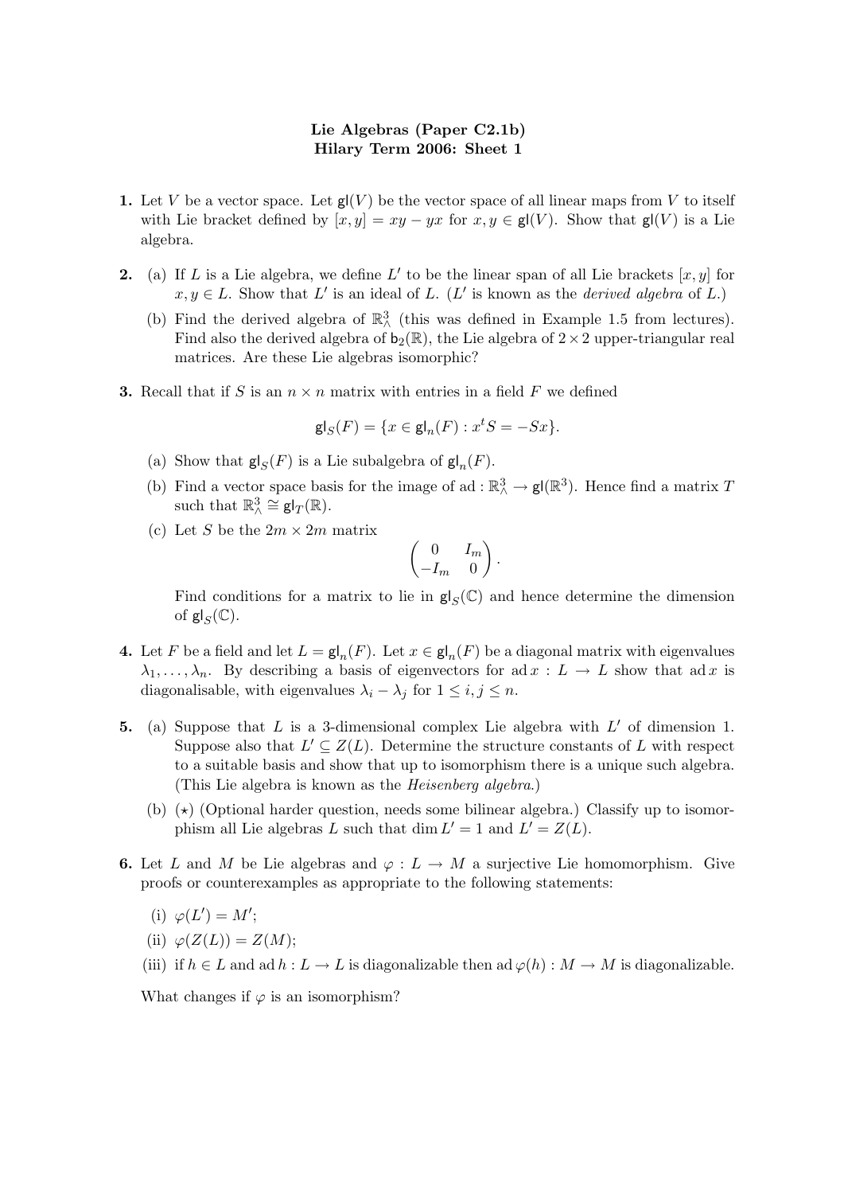# Lie Algebras (Paper C2.1b)
## Hilary Term 2006: Sheet 1

**1.** Let $V$ be a vector space. Let $\mathsf{gl}(V)$ be the vector space of all linear maps from $V$ to itself with Lie bracket defined by $[x, y] = xy - yx$ for $x, y \in \mathsf{gl}(V)$. Show that $\mathsf{gl}(V)$ is a Lie algebra.

**2.** (a) If $L$ is a Lie algebra, we define $L'$ to be the linear span of all Lie brackets $[x, y]$ for $x, y \in L$. Show that $L'$ is an ideal of $L$. ($L'$ is known as the *derived algebra* of $L$.)

(b) Find the derived algebra of $\mathbb{R}^3_\wedge$ (this was defined in Example 1.5 from lectures). Find also the derived algebra of $\mathsf{b}_2(\mathbb{R})$, the Lie algebra of $2 \times 2$ upper-triangular real matrices. Are these Lie algebras isomorphic?

**3.** Recall that if $S$ is an $n \times n$ matrix with entries in a field $F$ we defined

$$\mathsf{gl}_S(F) = \{x \in \mathsf{gl}_n(F) : x^t S = -Sx\}.$$

(a) Show that $\mathsf{gl}_S(F)$ is a Lie subalgebra of $\mathsf{gl}_n(F)$.

(b) Find a vector space basis for the image of $\mathrm{ad} : \mathbb{R}^3_\wedge \to \mathsf{gl}(\mathbb{R}^3)$. Hence find a matrix $T$ such that $\mathbb{R}^3_\wedge \cong \mathsf{gl}_T(\mathbb{R})$.

(c) Let $S$ be the $2m \times 2m$ matrix

$$\begin{pmatrix} 0 & I_m \\ -I_m & 0 \end{pmatrix}.$$

Find conditions for a matrix to lie in $\mathsf{gl}_S(\mathbb{C})$ and hence determine the dimension of $\mathsf{gl}_S(\mathbb{C})$.

**4.** Let $F$ be a field and let $L = \mathsf{gl}_n(F)$. Let $x \in \mathsf{gl}_n(F)$ be a diagonal matrix with eigenvalues $\lambda_1, \ldots, \lambda_n$. By describing a basis of eigenvectors for $\mathrm{ad}\, x : L \to L$ show that $\mathrm{ad}\, x$ is diagonalisable, with eigenvalues $\lambda_i - \lambda_j$ for $1 \le i, j \le n$.

**5.** (a) Suppose that $L$ is a 3-dimensional complex Lie algebra with $L'$ of dimension 1. Suppose also that $L' \subseteq Z(L)$. Determine the structure constants of $L$ with respect to a suitable basis and show that up to isomorphism there is a unique such algebra. (This Lie algebra is known as the *Heisenberg algebra*.)

(b) ($\star$) (Optional harder question, needs some bilinear algebra.) Classify up to isomorphism all Lie algebras $L$ such that $\dim L' = 1$ and $L' = Z(L)$.

**6.** Let $L$ and $M$ be Lie algebras and $\varphi : L \to M$ a surjective Lie homomorphism. Give proofs or counterexamples as appropriate to the following statements:

(i) $\varphi(L') = M'$;

(ii) $\varphi(Z(L)) = Z(M)$;

(iii) if $h \in L$ and $\mathrm{ad}\, h : L \to L$ is diagonalizable then $\mathrm{ad}\, \varphi(h) : M \to M$ is diagonalizable.

What changes if $\varphi$ is an isomorphism?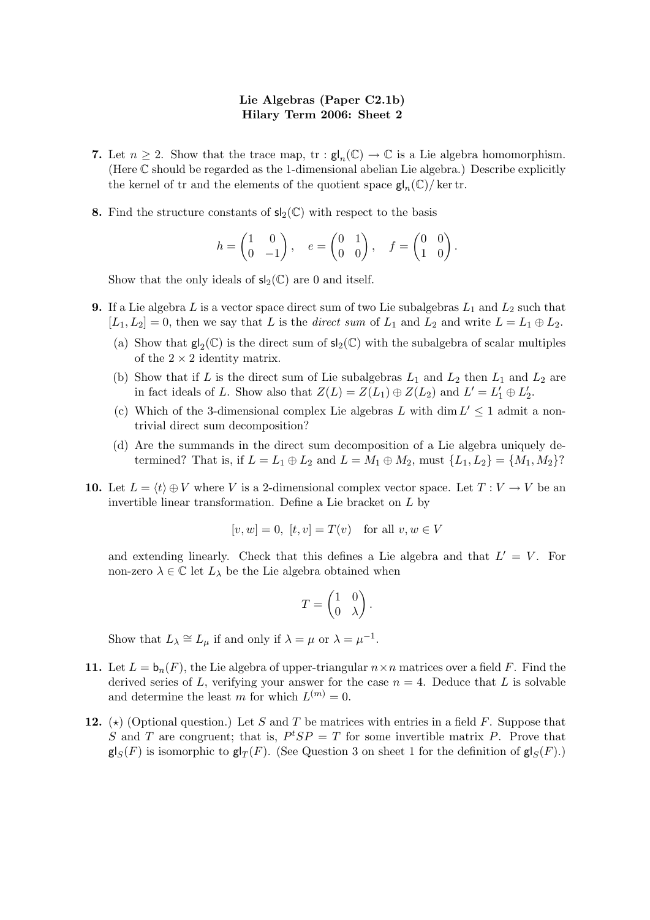**Lie Algebras (Paper C2.1b)**
**Hilary Term 2006: Sheet 2**

**7.** Let $n \geq 2$. Show that the trace map, $\mathrm{tr} : \mathsf{gl}_n(\mathbb{C}) \to \mathbb{C}$ is a Lie algebra homomorphism. (Here $\mathbb{C}$ should be regarded as the 1-dimensional abelian Lie algebra.) Describe explicitly the kernel of tr and the elements of the quotient space $\mathsf{gl}_n(\mathbb{C})/\ker \mathrm{tr}$.

**8.** Find the structure constants of $\mathsf{sl}_2(\mathbb{C})$ with respect to the basis

$$h = \begin{pmatrix} 1 & 0 \\ 0 & -1 \end{pmatrix}, \quad e = \begin{pmatrix} 0 & 1 \\ 0 & 0 \end{pmatrix}, \quad f = \begin{pmatrix} 0 & 0 \\ 1 & 0 \end{pmatrix}.$$

Show that the only ideals of $\mathsf{sl}_2(\mathbb{C})$ are 0 and itself.

**9.** If a Lie algebra $L$ is a vector space direct sum of two Lie subalgebras $L_1$ and $L_2$ such that $[L_1, L_2] = 0$, then we say that $L$ is the *direct sum* of $L_1$ and $L_2$ and write $L = L_1 \oplus L_2$.

(a) Show that $\mathsf{gl}_2(\mathbb{C})$ is the direct sum of $\mathsf{sl}_2(\mathbb{C})$ with the subalgebra of scalar multiples of the $2 \times 2$ identity matrix.

(b) Show that if $L$ is the direct sum of Lie subalgebras $L_1$ and $L_2$ then $L_1$ and $L_2$ are in fact ideals of $L$. Show also that $Z(L) = Z(L_1) \oplus Z(L_2)$ and $L' = L_1' \oplus L_2'$.

(c) Which of the 3-dimensional complex Lie algebras $L$ with $\dim L' \leq 1$ admit a non-trivial direct sum decomposition?

(d) Are the summands in the direct sum decomposition of a Lie algebra uniquely determined? That is, if $L = L_1 \oplus L_2$ and $L = M_1 \oplus M_2$, must $\{L_1, L_2\} = \{M_1, M_2\}$?

**10.** Let $L = \langle t \rangle \oplus V$ where $V$ is a 2-dimensional complex vector space. Let $T : V \to V$ be an invertible linear transformation. Define a Lie bracket on $L$ by

$$[v, w] = 0, \; [t, v] = T(v) \quad \text{for all } v, w \in V$$

and extending linearly. Check that this defines a Lie algebra and that $L' = V$. For non-zero $\lambda \in \mathbb{C}$ let $L_\lambda$ be the Lie algebra obtained when

$$T = \begin{pmatrix} 1 & 0 \\ 0 & \lambda \end{pmatrix}.$$

Show that $L_\lambda \cong L_\mu$ if and only if $\lambda = \mu$ or $\lambda = \mu^{-1}$.

**11.** Let $L = \mathsf{b}_n(F)$, the Lie algebra of upper-triangular $n \times n$ matrices over a field $F$. Find the derived series of $L$, verifying your answer for the case $n = 4$. Deduce that $L$ is solvable and determine the least $m$ for which $L^{(m)} = 0$.

**12.** ($\star$) (Optional question.) Let $S$ and $T$ be matrices with entries in a field $F$. Suppose that $S$ and $T$ are congruent; that is, $P^t S P = T$ for some invertible matrix $P$. Prove that $\mathsf{gl}_S(F)$ is isomorphic to $\mathsf{gl}_T(F)$. (See Question 3 on sheet 1 for the definition of $\mathsf{gl}_S(F)$.)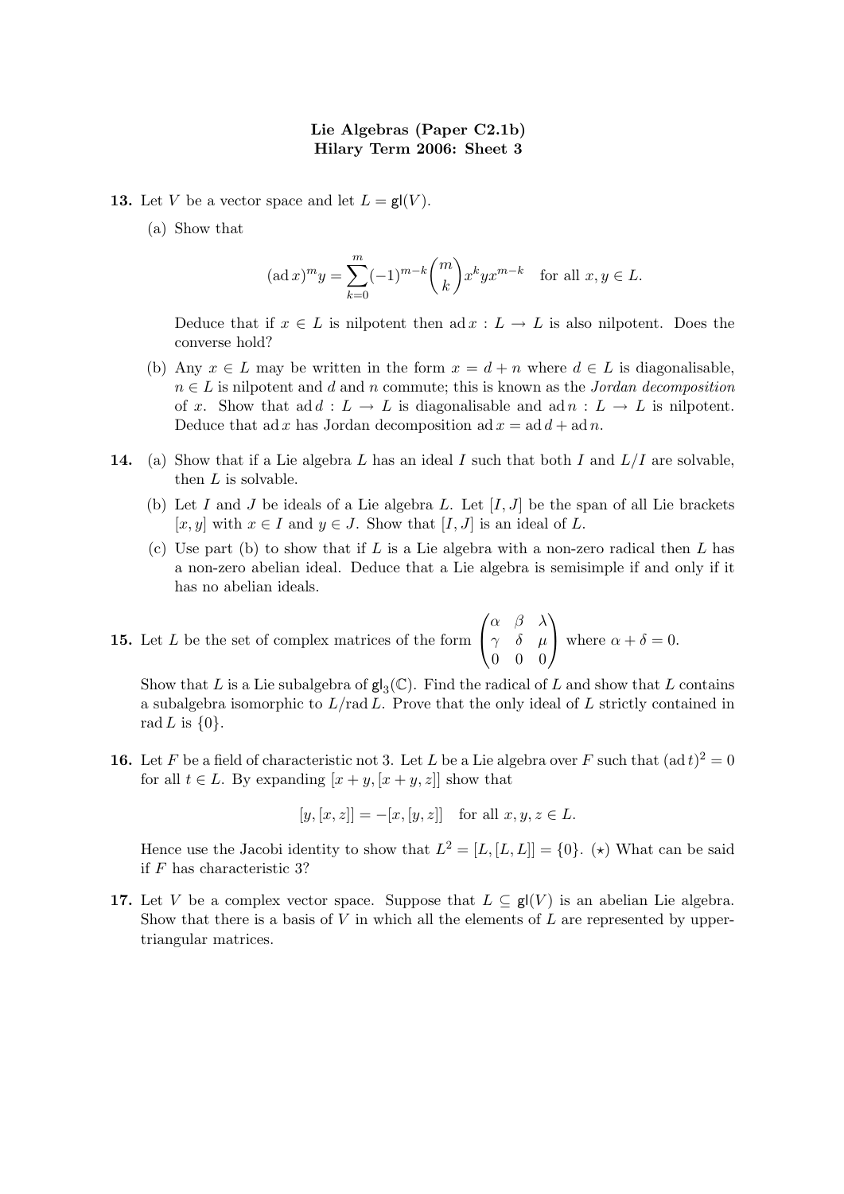**Lie Algebras (Paper C2.1b)**
**Hilary Term 2006: Sheet 3**

**13.** Let $V$ be a vector space and let $L = \mathsf{gl}(V)$.

(a) Show that

$$(\operatorname{ad} x)^m y = \sum_{k=0}^{m} (-1)^{m-k} \binom{m}{k} x^k y x^{m-k} \quad \text{for all } x, y \in L.$$

Deduce that if $x \in L$ is nilpotent then $\operatorname{ad} x : L \to L$ is also nilpotent. Does the converse hold?

(b) Any $x \in L$ may be written in the form $x = d + n$ where $d \in L$ is diagonalisable, $n \in L$ is nilpotent and $d$ and $n$ commute; this is known as the *Jordan decomposition* of $x$. Show that $\operatorname{ad} d : L \to L$ is diagonalisable and $\operatorname{ad} n : L \to L$ is nilpotent. Deduce that $\operatorname{ad} x$ has Jordan decomposition $\operatorname{ad} x = \operatorname{ad} d + \operatorname{ad} n$.

**14.** (a) Show that if a Lie algebra $L$ has an ideal $I$ such that both $I$ and $L/I$ are solvable, then $L$ is solvable.

(b) Let $I$ and $J$ be ideals of a Lie algebra $L$. Let $[I, J]$ be the span of all Lie brackets $[x, y]$ with $x \in I$ and $y \in J$. Show that $[I, J]$ is an ideal of $L$.

(c) Use part (b) to show that if $L$ is a Lie algebra with a non-zero radical then $L$ has a non-zero abelian ideal. Deduce that a Lie algebra is semisimple if and only if it has no abelian ideals.

**15.** Let $L$ be the set of complex matrices of the form $\begin{pmatrix} \alpha & \beta & \lambda \\ \gamma & \delta & \mu \\ 0 & 0 & 0 \end{pmatrix}$ where $\alpha + \delta = 0$.

Show that $L$ is a Lie subalgebra of $\mathsf{gl}_3(\mathbb{C})$. Find the radical of $L$ and show that $L$ contains a subalgebra isomorphic to $L/\operatorname{rad} L$. Prove that the only ideal of $L$ strictly contained in $\operatorname{rad} L$ is $\{0\}$.

**16.** Let $F$ be a field of characteristic not 3. Let $L$ be a Lie algebra over $F$ such that $(\operatorname{ad} t)^2 = 0$ for all $t \in L$. By expanding $[x + y, [x + y, z]]$ show that

$$[y, [x, z]] = -[x, [y, z]] \quad \text{for all } x, y, z \in L.$$

Hence use the Jacobi identity to show that $L^2 = [L, [L, L]] = \{0\}$. ($\star$) What can be said if $F$ has characteristic 3?

**17.** Let $V$ be a complex vector space. Suppose that $L \subseteq \mathsf{gl}(V)$ is an abelian Lie algebra. Show that there is a basis of $V$ in which all the elements of $L$ are represented by upper-triangular matrices.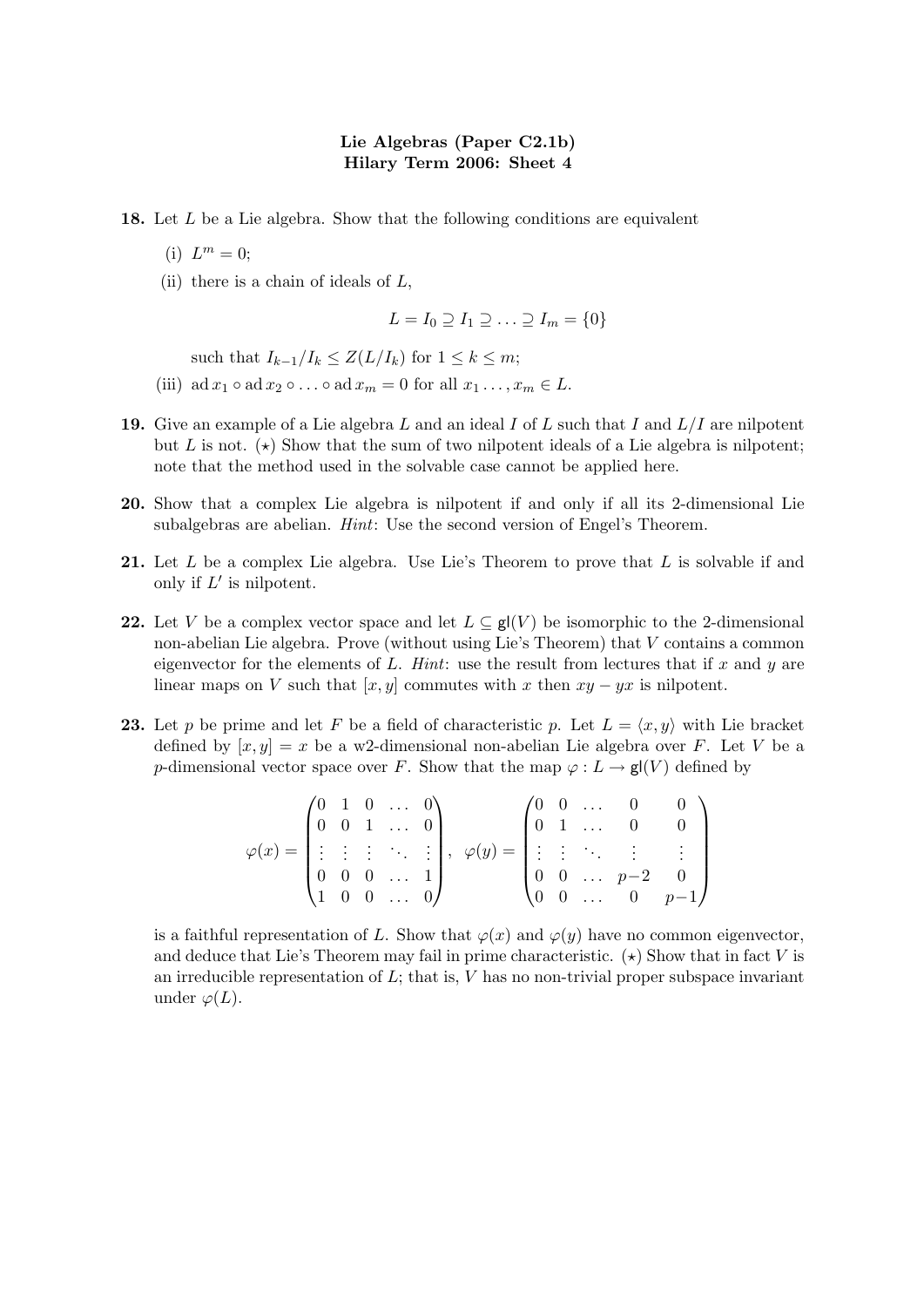**Lie Algebras (Paper C2.1b)**
**Hilary Term 2006: Sheet 4**

**18.** Let $L$ be a Lie algebra. Show that the following conditions are equivalent

(i) $L^m = 0$;

(ii) there is a chain of ideals of $L$,

$$L = I_0 \supseteq I_1 \supseteq \ldots \supseteq I_m = \{0\}$$

such that $I_{k-1}/I_k \leq Z(L/I_k)$ for $1 \leq k \leq m$;

(iii) $\operatorname{ad} x_1 \circ \operatorname{ad} x_2 \circ \ldots \circ \operatorname{ad} x_m = 0$ for all $x_1 \ldots, x_m \in L$.

**19.** Give an example of a Lie algebra $L$ and an ideal $I$ of $L$ such that $I$ and $L/I$ are nilpotent but $L$ is not. ($\star$) Show that the sum of two nilpotent ideals of a Lie algebra is nilpotent; note that the method used in the solvable case cannot be applied here.

**20.** Show that a complex Lie algebra is nilpotent if and only if all its 2-dimensional Lie subalgebras are abelian. *Hint*: Use the second version of Engel's Theorem.

**21.** Let $L$ be a complex Lie algebra. Use Lie's Theorem to prove that $L$ is solvable if and only if $L'$ is nilpotent.

**22.** Let $V$ be a complex vector space and let $L \subseteq \mathsf{gl}(V)$ be isomorphic to the 2-dimensional non-abelian Lie algebra. Prove (without using Lie's Theorem) that $V$ contains a common eigenvector for the elements of $L$. *Hint*: use the result from lectures that if $x$ and $y$ are linear maps on $V$ such that $[x, y]$ commutes with $x$ then $xy - yx$ is nilpotent.

**23.** Let $p$ be prime and let $F$ be a field of characteristic $p$. Let $L = \langle x, y \rangle$ with Lie bracket defined by $[x, y] = x$ be a w2-dimensional non-abelian Lie algebra over $F$. Let $V$ be a $p$-dimensional vector space over $F$. Show that the map $\varphi : L \to \mathsf{gl}(V)$ defined by

$$\varphi(x) = \begin{pmatrix} 0 & 1 & 0 & \ldots & 0 \\ 0 & 0 & 1 & \ldots & 0 \\ \vdots & \vdots & \vdots & \ddots & \vdots \\ 0 & 0 & 0 & \ldots & 1 \\ 1 & 0 & 0 & \ldots & 0 \end{pmatrix}, \quad \varphi(y) = \begin{pmatrix} 0 & 0 & \ldots & 0 & 0 \\ 0 & 1 & \ldots & 0 & 0 \\ \vdots & \vdots & \ddots & \vdots & \vdots \\ 0 & 0 & \ldots & p-2 & 0 \\ 0 & 0 & \ldots & 0 & p-1 \end{pmatrix}$$

is a faithful representation of $L$. Show that $\varphi(x)$ and $\varphi(y)$ have no common eigenvector, and deduce that Lie's Theorem may fail in prime characteristic. ($\star$) Show that in fact $V$ is an irreducible representation of $L$; that is, $V$ has no non-trivial proper subspace invariant under $\varphi(L)$.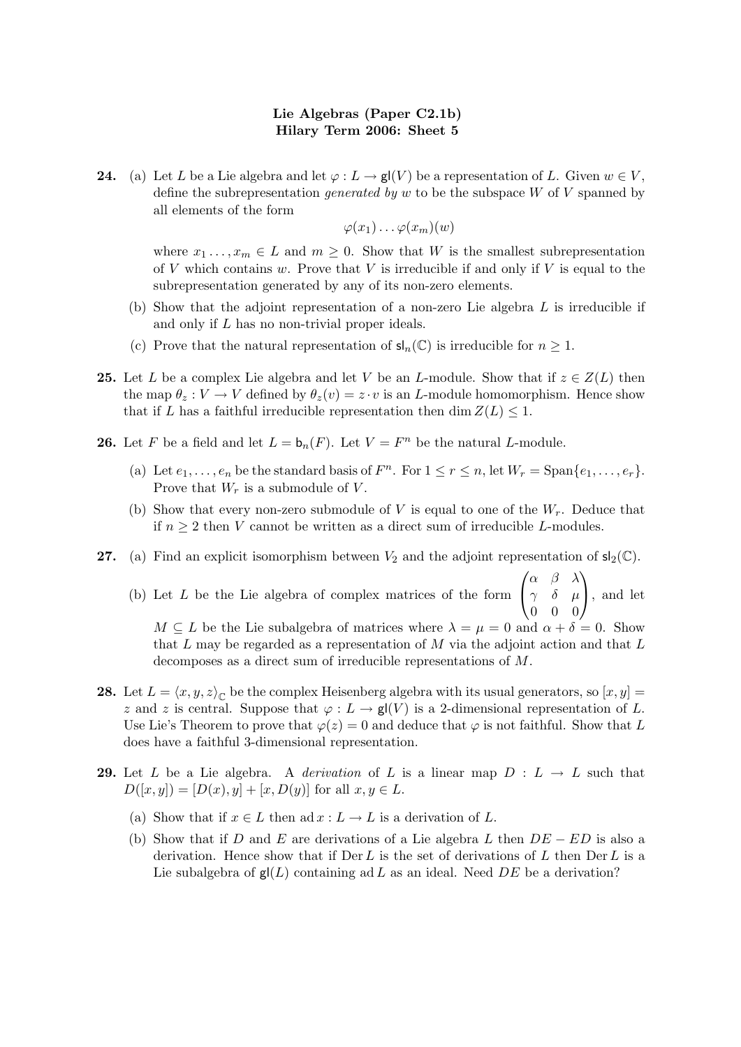**Lie Algebras (Paper C2.1b)**
**Hilary Term 2006: Sheet 5**

**24.** (a) Let $L$ be a Lie algebra and let $\varphi : L \to \mathsf{gl}(V)$ be a representation of $L$. Given $w \in V$, define the subrepresentation *generated by* $w$ to be the subspace $W$ of $V$ spanned by all elements of the form

$$\varphi(x_1)\ldots\varphi(x_m)(w)$$

where $x_1 \ldots, x_m \in L$ and $m \geq 0$. Show that $W$ is the smallest subrepresentation of $V$ which contains $w$. Prove that $V$ is irreducible if and only if $V$ is equal to the subrepresentation generated by any of its non-zero elements.

(b) Show that the adjoint representation of a non-zero Lie algebra $L$ is irreducible if and only if $L$ has no non-trivial proper ideals.

(c) Prove that the natural representation of $\mathsf{sl}_n(\mathbb{C})$ is irreducible for $n \geq 1$.

**25.** Let $L$ be a complex Lie algebra and let $V$ be an $L$-module. Show that if $z \in Z(L)$ then the map $\theta_z : V \to V$ defined by $\theta_z(v) = z \cdot v$ is an $L$-module homomorphism. Hence show that if $L$ has a faithful irreducible representation then $\dim Z(L) \leq 1$.

**26.** Let $F$ be a field and let $L = \mathsf{b}_n(F)$. Let $V = F^n$ be the natural $L$-module.

(a) Let $e_1, \ldots, e_n$ be the standard basis of $F^n$. For $1 \leq r \leq n$, let $W_r = \mathrm{Span}\{e_1, \ldots, e_r\}$. Prove that $W_r$ is a submodule of $V$.

(b) Show that every non-zero submodule of $V$ is equal to one of the $W_r$. Deduce that if $n \geq 2$ then $V$ cannot be written as a direct sum of irreducible $L$-modules.

**27.** (a) Find an explicit isomorphism between $V_2$ and the adjoint representation of $\mathsf{sl}_2(\mathbb{C})$.

(b) Let $L$ be the Lie algebra of complex matrices of the form $\begin{pmatrix} \alpha & \beta & \lambda \\ \gamma & \delta & \mu \\ 0 & 0 & 0 \end{pmatrix}$, and let $M \subseteq L$ be the Lie subalgebra of matrices where $\lambda = \mu = 0$ and $\alpha + \delta = 0$. Show that $L$ may be regarded as a representation of $M$ via the adjoint action and that $L$ decomposes as a direct sum of irreducible representations of $M$.

**28.** Let $L = \langle x, y, z\rangle_{\mathbb{C}}$ be the complex Heisenberg algebra with its usual generators, so $[x, y] = z$ and $z$ is central. Suppose that $\varphi : L \to \mathsf{gl}(V)$ is a 2-dimensional representation of $L$. Use Lie's Theorem to prove that $\varphi(z) = 0$ and deduce that $\varphi$ is not faithful. Show that $L$ does have a faithful 3-dimensional representation.

**29.** Let $L$ be a Lie algebra. A *derivation* of $L$ is a linear map $D : L \to L$ such that $D([x, y]) = [D(x), y] + [x, D(y)]$ for all $x, y \in L$.

(a) Show that if $x \in L$ then $\mathrm{ad}\, x : L \to L$ is a derivation of $L$.

(b) Show that if $D$ and $E$ are derivations of a Lie algebra $L$ then $DE - ED$ is also a derivation. Hence show that if $\mathrm{Der}\, L$ is the set of derivations of $L$ then $\mathrm{Der}\, L$ is a Lie subalgebra of $\mathsf{gl}(L)$ containing $\mathrm{ad}\, L$ as an ideal. Need $DE$ be a derivation?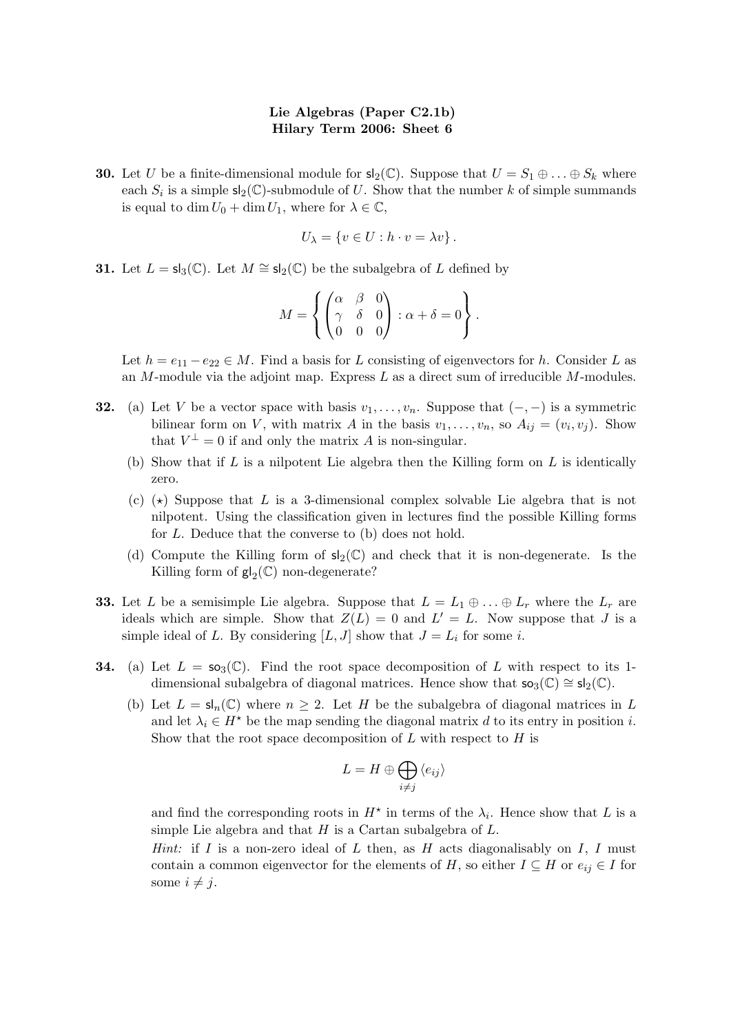**Lie Algebras (Paper C2.1b)**
**Hilary Term 2006: Sheet 6**

**30.** Let $U$ be a finite-dimensional module for $\mathsf{sl}_2(\mathbb{C})$. Suppose that $U = S_1 \oplus \ldots \oplus S_k$ where each $S_i$ is a simple $\mathsf{sl}_2(\mathbb{C})$-submodule of $U$. Show that the number $k$ of simple summands is equal to $\dim U_0 + \dim U_1$, where for $\lambda \in \mathbb{C}$,

$$U_\lambda = \{v \in U : h \cdot v = \lambda v\}.$$

**31.** Let $L = \mathsf{sl}_3(\mathbb{C})$. Let $M \cong \mathsf{sl}_2(\mathbb{C})$ be the subalgebra of $L$ defined by

$$M = \left\{ \begin{pmatrix} \alpha & \beta & 0 \\ \gamma & \delta & 0 \\ 0 & 0 & 0 \end{pmatrix} : \alpha + \delta = 0 \right\}.$$

Let $h = e_{11} - e_{22} \in M$. Find a basis for $L$ consisting of eigenvectors for $h$. Consider $L$ as an $M$-module via the adjoint map. Express $L$ as a direct sum of irreducible $M$-modules.

**32.**
(a) Let $V$ be a vector space with basis $v_1, \ldots, v_n$. Suppose that $(-,-)$ is a symmetric bilinear form on $V$, with matrix $A$ in the basis $v_1, \ldots, v_n$, so $A_{ij} = (v_i, v_j)$. Show that $V^\perp = 0$ if and only the matrix $A$ is non-singular.

(b) Show that if $L$ is a nilpotent Lie algebra then the Killing form on $L$ is identically zero.

(c) ($\star$) Suppose that $L$ is a 3-dimensional complex solvable Lie algebra that is not nilpotent. Using the classification given in lectures find the possible Killing forms for $L$. Deduce that the converse to (b) does not hold.

(d) Compute the Killing form of $\mathsf{sl}_2(\mathbb{C})$ and check that it is non-degenerate. Is the Killing form of $\mathsf{gl}_2(\mathbb{C})$ non-degenerate?

**33.** Let $L$ be a semisimple Lie algebra. Suppose that $L = L_1 \oplus \ldots \oplus L_r$ where the $L_r$ are ideals which are simple. Show that $Z(L) = 0$ and $L' = L$. Now suppose that $J$ is a simple ideal of $L$. By considering $[L, J]$ show that $J = L_i$ for some $i$.

**34.**
(a) Let $L = \mathsf{so}_3(\mathbb{C})$. Find the root space decomposition of $L$ with respect to its 1-dimensional subalgebra of diagonal matrices. Hence show that $\mathsf{so}_3(\mathbb{C}) \cong \mathsf{sl}_2(\mathbb{C})$.

(b) Let $L = \mathsf{sl}_n(\mathbb{C})$ where $n \geq 2$. Let $H$ be the subalgebra of diagonal matrices in $L$ and let $\lambda_i \in H^\star$ be the map sending the diagonal matrix $d$ to its entry in position $i$. Show that the root space decomposition of $L$ with respect to $H$ is

$$L = H \oplus \bigoplus_{i \neq j} \langle e_{ij} \rangle$$

and find the corresponding roots in $H^\star$ in terms of the $\lambda_i$. Hence show that $L$ is a simple Lie algebra and that $H$ is a Cartan subalgebra of $L$.

*Hint:* if $I$ is a non-zero ideal of $L$ then, as $H$ acts diagonalisably on $I$, $I$ must contain a common eigenvector for the elements of $H$, so either $I \subseteq H$ or $e_{ij} \in I$ for some $i \neq j$.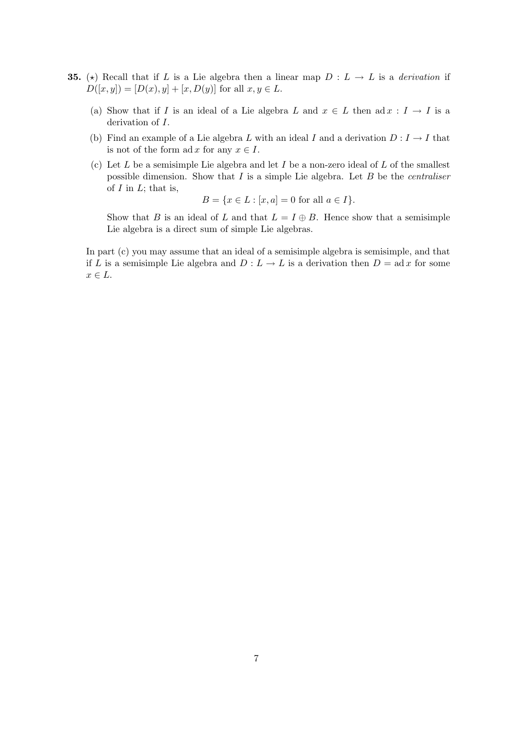**35.** ($\star$) Recall that if $L$ is a Lie algebra then a linear map $D : L \to L$ is a *derivation* if $D([x, y]) = [D(x), y] + [x, D(y)]$ for all $x, y \in L$.

(a) Show that if $I$ is an ideal of a Lie algebra $L$ and $x \in L$ then $\operatorname{ad} x : I \to I$ is a derivation of $I$.

(b) Find an example of a Lie algebra $L$ with an ideal $I$ and a derivation $D : I \to I$ that is not of the form $\operatorname{ad} x$ for any $x \in I$.

(c) Let $L$ be a semisimple Lie algebra and let $I$ be a non-zero ideal of $L$ of the smallest possible dimension. Show that $I$ is a simple Lie algebra. Let $B$ be the *centraliser* of $I$ in $L$; that is,

$$B = \{x \in L : [x, a] = 0 \text{ for all } a \in I\}.$$

Show that $B$ is an ideal of $L$ and that $L = I \oplus B$. Hence show that a semisimple Lie algebra is a direct sum of simple Lie algebras.

In part (c) you may assume that an ideal of a semisimple algebra is semisimple, and that if $L$ is a semisimple Lie algebra and $D : L \to L$ is a derivation then $D = \operatorname{ad} x$ for some $x \in L$.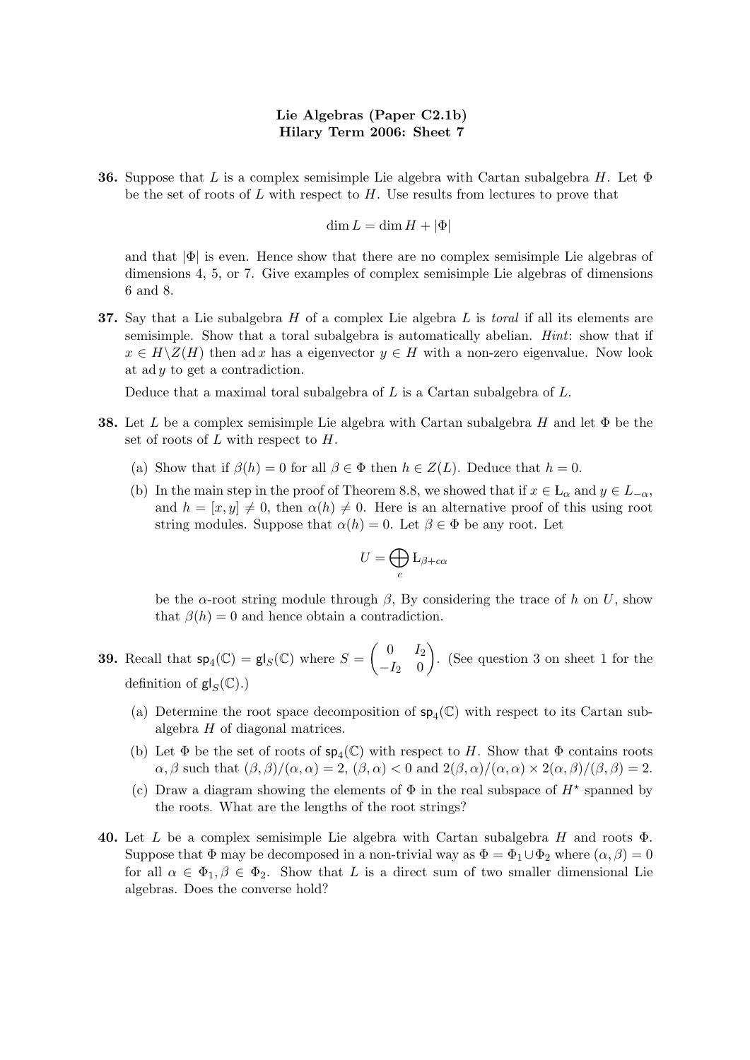**Lie Algebras (Paper C2.1b)**
**Hilary Term 2006: Sheet 7**

**36.** Suppose that $L$ is a complex semisimple Lie algebra with Cartan subalgebra $H$. Let $\Phi$ be the set of roots of $L$ with respect to $H$. Use results from lectures to prove that

$$\dim L = \dim H + |\Phi|$$

and that $|\Phi|$ is even. Hence show that there are no complex semisimple Lie algebras of dimensions 4, 5, or 7. Give examples of complex semisimple Lie algebras of dimensions 6 and 8.

**37.** Say that a Lie subalgebra $H$ of a complex Lie algebra $L$ is *toral* if all its elements are semisimple. Show that a toral subalgebra is automatically abelian. *Hint*: show that if $x \in H \backslash Z(H)$ then $\operatorname{ad} x$ has a eigenvector $y \in H$ with a non-zero eigenvalue. Now look at $\operatorname{ad} y$ to get a contradiction.

Deduce that a maximal toral subalgebra of $L$ is a Cartan subalgebra of $L$.

**38.** Let $L$ be a complex semisimple Lie algebra with Cartan subalgebra $H$ and let $\Phi$ be the set of roots of $L$ with respect to $H$.

(a) Show that if $\beta(h) = 0$ for all $\beta \in \Phi$ then $h \in Z(L)$. Deduce that $h = 0$.

(b) In the main step in the proof of Theorem 8.8, we showed that if $x \in L_\alpha$ and $y \in L_{-\alpha}$, and $h = [x, y] \neq 0$, then $\alpha(h) \neq 0$. Here is an alternative proof of this using root string modules. Suppose that $\alpha(h) = 0$. Let $\beta \in \Phi$ be any root. Let

$$U = \bigoplus_c L_{\beta + c\alpha}$$

be the $\alpha$-root string module through $\beta$, By considering the trace of $h$ on $U$, show that $\beta(h) = 0$ and hence obtain a contradiction.

**39.** Recall that $\mathsf{sp}_4(\mathbb{C}) = \mathsf{gl}_S(\mathbb{C})$ where $S = \begin{pmatrix} 0 & I_2 \\ -I_2 & 0 \end{pmatrix}$. (See question 3 on sheet 1 for the definition of $\mathsf{gl}_S(\mathbb{C})$.)

(a) Determine the root space decomposition of $\mathsf{sp}_4(\mathbb{C})$ with respect to its Cartan subalgebra $H$ of diagonal matrices.

(b) Let $\Phi$ be the set of roots of $\mathsf{sp}_4(\mathbb{C})$ with respect to $H$. Show that $\Phi$ contains roots $\alpha, \beta$ such that $(\beta, \beta)/(\alpha, \alpha) = 2$, $(\beta, \alpha) < 0$ and $2(\beta, \alpha)/(\alpha, \alpha) \times 2(\alpha, \beta)/(\beta, \beta) = 2$.

(c) Draw a diagram showing the elements of $\Phi$ in the real subspace of $H^\star$ spanned by the roots. What are the lengths of the root strings?

**40.** Let $L$ be a complex semisimple Lie algebra with Cartan subalgebra $H$ and roots $\Phi$. Suppose that $\Phi$ may be decomposed in a non-trivial way as $\Phi = \Phi_1 \cup \Phi_2$ where $(\alpha, \beta) = 0$ for all $\alpha \in \Phi_1, \beta \in \Phi_2$. Show that $L$ is a direct sum of two smaller dimensional Lie algebras. Does the converse hold?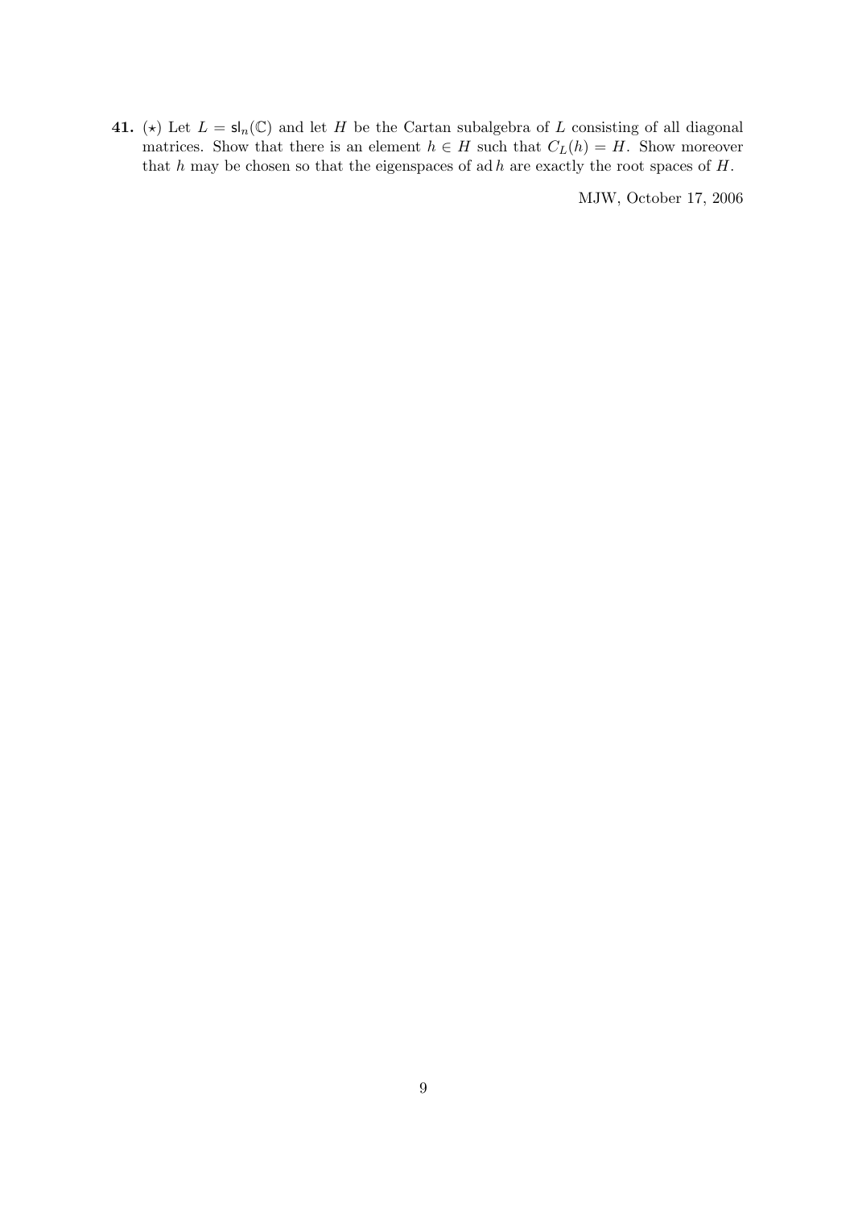**41.** ($\star$) Let $L = \mathsf{sl}_n(\mathbb{C})$ and let $H$ be the Cartan subalgebra of $L$ consisting of all diagonal matrices. Show that there is an element $h \in H$ such that $C_L(h) = H$. Show moreover that $h$ may be chosen so that the eigenspaces of $\operatorname{ad} h$ are exactly the root spaces of $H$.

MJW, October 17, 2006